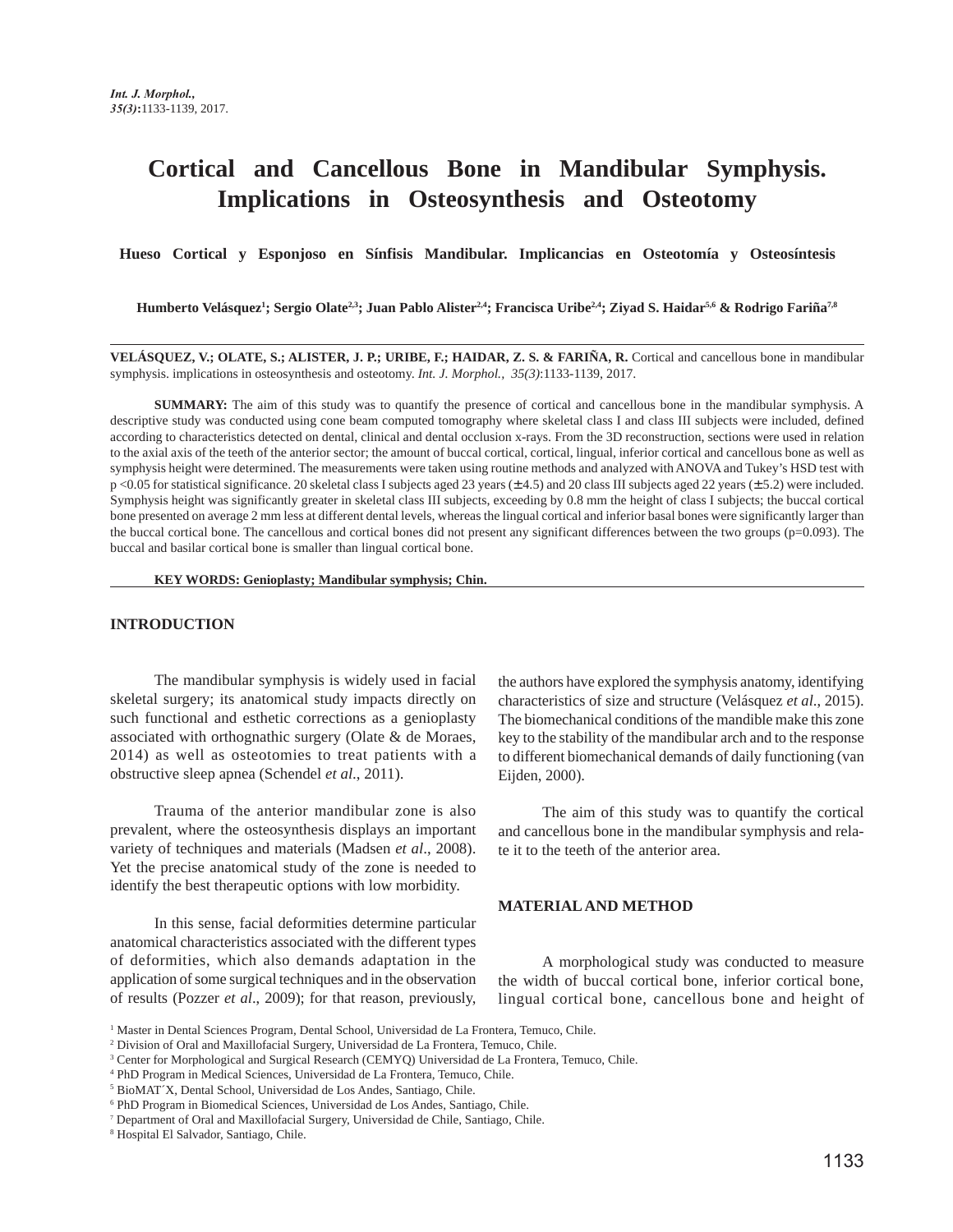# Cortical and Cancellous Bone in Mandibular Symphysis. Implications in Osteosynthesis and Osteotomy

**Hueso Cortical y Esponjoso en Sínfisis Mandibular. Implicancias en Osteotomía y Osteosíntesis**

**Humberto Velásquez[1]; Sergio Olate[2,3]; Juan Pablo Alister[2,4]; Francisca Uribe[2,4]; Ziyad S. Haidar[5,6] & Rodrigo Fariña[7,8]**

**VELÁSQUEZ, V.; OLATE, S.; ALISTER, J. P.; URIBE, F.; HAIDAR, Z. S. & FARIÑA, R.** Cortical and cancellous bone in mandibular symphysis. implications in osteosynthesis and osteotomy. *Int. J. Morphol., 35(3)*:1133-1139, 2017.

**SUMMARY:** The aim of this study was to quantify the presence of cortical and cancellous bone in the mandibular symphysis. A descriptive study was conducted using cone beam computed tomography where skeletal class I and class III subjects were included, defined according to characteristics detected on dental, clinical and dental occlusion x-rays. From the 3D reconstruction, sections were used in relation to the axial axis of the teeth of the anterior sector; the amount of buccal cortical, cortical, lingual, inferior cortical and cancellous bone as well as symphysis height were determined. The measurements were taken using routine methods and analyzed with ANOVA and Tukey's HSD test with $p < 0.05$ for statistical significance. 20 skeletal class I subjects aged 23 years (±4.5) and 20 class III subjects aged 22 years (±5.2) were included. Symphysis height was significantly greater in skeletal class III subjects, exceeding by 0.8 mm the height of class I subjects; the buccal cortical bone presented on average 2 mm less at different dental levels, whereas the lingual cortical and inferior basal bones were significantly larger than the buccal cortical bone. The cancellous and cortical bones did not present any significant differences between the two groups ($p=0.093$). The buccal and basilar cortical bone is smaller than lingual cortical bone.

**KEY WORDS: Genioplasty; Mandibular symphysis; Chin.**

## INTRODUCTION

The mandibular symphysis is widely used in facial skeletal surgery; its anatomical study impacts directly on such functional and esthetic corrections as a genioplasty associated with orthognathic surgery (Olate & de Moraes, 2014) as well as osteotomies to treat patients with a obstructive sleep apnea (Schendel *et al*., 2011).

Trauma of the anterior mandibular zone is also prevalent, where the osteosynthesis displays an important variety of techniques and materials (Madsen *et al*., 2008). Yet the precise anatomical study of the zone is needed to identify the best therapeutic options with low morbidity.

In this sense, facial deformities determine particular anatomical characteristics associated with the different types of deformities, which also demands adaptation in the application of some surgical techniques and in the observation of results (Pozzer *et al*., 2009); for that reason, previously, the authors have explored the symphysis anatomy, identifying characteristics of size and structure (Velásquez *et al*., 2015). The biomechanical conditions of the mandible make this zone key to the stability of the mandibular arch and to the response to different biomechanical demands of daily functioning (van Eijden, 2000).

The aim of this study was to quantify the cortical and cancellous bone in the mandibular symphysis and relate it to the teeth of the anterior area.

## MATERIAL AND METHOD

A morphological study was conducted to measure the width of buccal cortical bone, inferior cortical bone, lingual cortical bone, cancellous bone and height of

[1] Master in Dental Sciences Program, Dental School, Universidad de La Frontera, Temuco, Chile.
[2] Division of Oral and Maxillofacial Surgery, Universidad de La Frontera, Temuco, Chile.
[3] Center for Morphological and Surgical Research (CEMYQ) Universidad de La Frontera, Temuco, Chile.
[4] PhD Program in Medical Sciences, Universidad de La Frontera, Temuco, Chile.
[5] BioMAT´X, Dental School, Universidad de Los Andes, Santiago, Chile.
[6] PhD Program in Biomedical Sciences, Universidad de Los Andes, Santiago, Chile.
[7] Department of Oral and Maxillofacial Surgery, Universidad de Chile, Santiago, Chile.
[8] Hospital El Salvador, Santiago, Chile.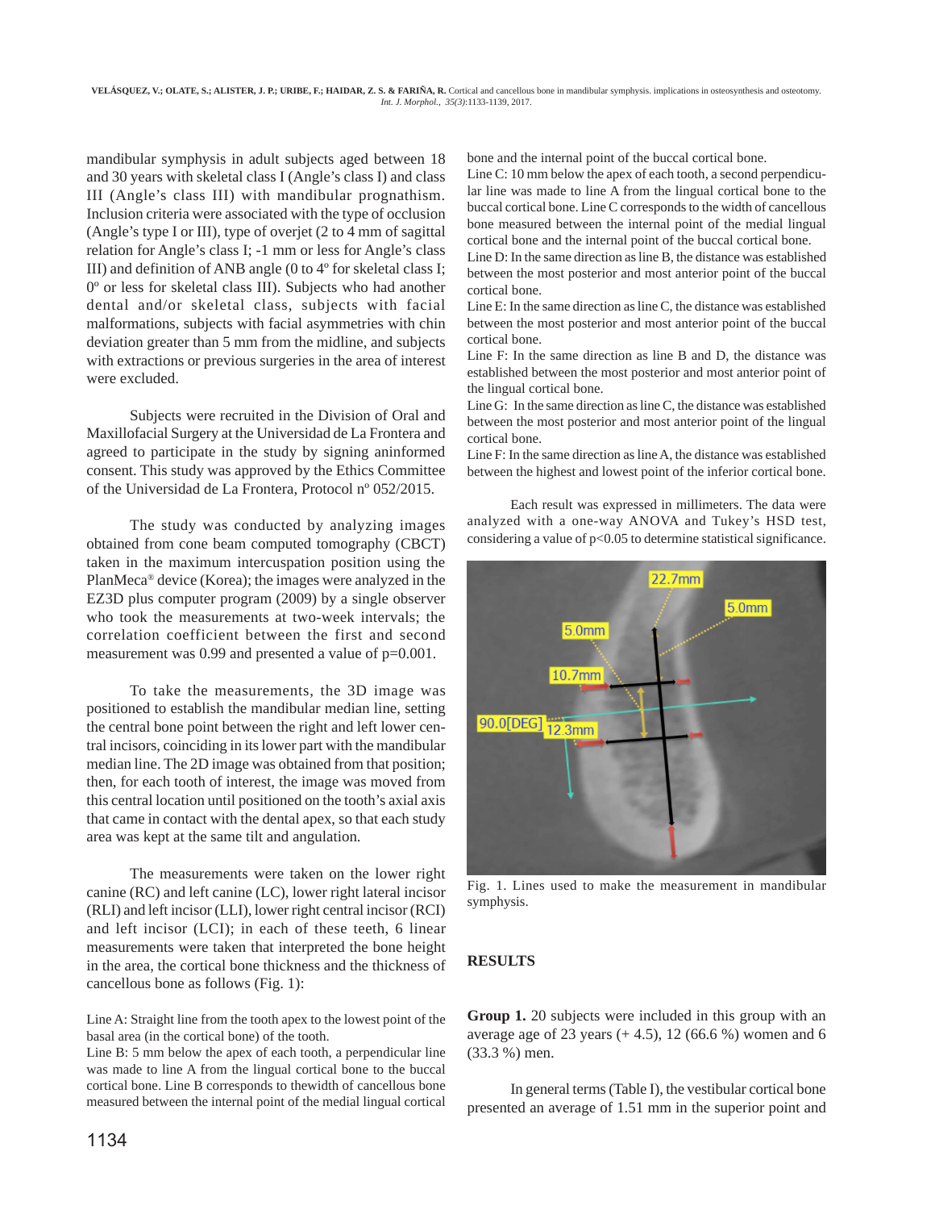mandibular symphysis in adult subjects aged between 18 and 30 years with skeletal class I (Angle's class I) and class III (Angle's class III) with mandibular prognathism. Inclusion criteria were associated with the type of occlusion (Angle's type I or III), type of overjet (2 to 4 mm of sagittal relation for Angle's class I; -1 mm or less for Angle's class III) and definition of ANB angle (0 to 4º for skeletal class I; 0º or less for skeletal class III). Subjects who had another dental and/or skeletal class, subjects with facial malformations, subjects with facial asymmetries with chin deviation greater than 5 mm from the midline, and subjects with extractions or previous surgeries in the area of interest were excluded.

Subjects were recruited in the Division of Oral and Maxillofacial Surgery at the Universidad de La Frontera and agreed to participate in the study by signing aninformed consent. This study was approved by the Ethics Committee of the Universidad de La Frontera, Protocol nº 052/2015.

The study was conducted by analyzing images obtained from cone beam computed tomography (CBCT) taken in the maximum intercuspation position using the PlanMeca® device (Korea); the images were analyzed in the EZ3D plus computer program (2009) by a single observer who took the measurements at two-week intervals; the correlation coefficient between the first and second measurement was 0.99 and presented a value of p=0.001.

To take the measurements, the 3D image was positioned to establish the mandibular median line, setting the central bone point between the right and left lower central incisors, coinciding in its lower part with the mandibular median line. The 2D image was obtained from that position; then, for each tooth of interest, the image was moved from this central location until positioned on the tooth's axial axis that came in contact with the dental apex, so that each study area was kept at the same tilt and angulation.

The measurements were taken on the lower right canine (RC) and left canine (LC), lower right lateral incisor (RLI) and left incisor (LLI), lower right central incisor (RCI) and left incisor (LCI); in each of these teeth, 6 linear measurements were taken that interpreted the bone height in the area, the cortical bone thickness and the thickness of cancellous bone as follows (Fig. 1):

Line A: Straight line from the tooth apex to the lowest point of the basal area (in the cortical bone) of the tooth.
Line B: 5 mm below the apex of each tooth, a perpendicular line was made to line A from the lingual cortical bone to the buccal cortical bone. Line B corresponds to thewidth of cancellous bone measured between the internal point of the medial lingual cortical bone and the internal point of the buccal cortical bone.
Line C: 10 mm below the apex of each tooth, a second perpendicular line was made to line A from the lingual cortical bone to the buccal cortical bone. Line C corresponds to the width of cancellous bone measured between the internal point of the medial lingual cortical bone and the internal point of the buccal cortical bone.
Line D: In the same direction as line B, the distance was established between the most posterior and most anterior point of the buccal cortical bone.
Line E: In the same direction as line C, the distance was established between the most posterior and most anterior point of the buccal cortical bone.
Line F: In the same direction as line B and D, the distance was established between the most posterior and most anterior point of the lingual cortical bone.
Line G: In the same direction as line C, the distance was established between the most posterior and most anterior point of the lingual cortical bone.
Line F: In the same direction as line A, the distance was established between the highest and lowest point of the inferior cortical bone.

Each result was expressed in millimeters. The data were analyzed with a one-way ANOVA and Tukey's HSD test, considering a value of p<0.05 to determine statistical significance.

Fig. 1. Lines used to make the measurement in mandibular symphysis.

## RESULTS

**Group 1.** 20 subjects were included in this group with an average age of 23 years (+ 4.5), 12 (66.6 %) women and 6 (33.3 %) men.

In general terms (Table I), the vestibular cortical bone presented an average of 1.51 mm in the superior point and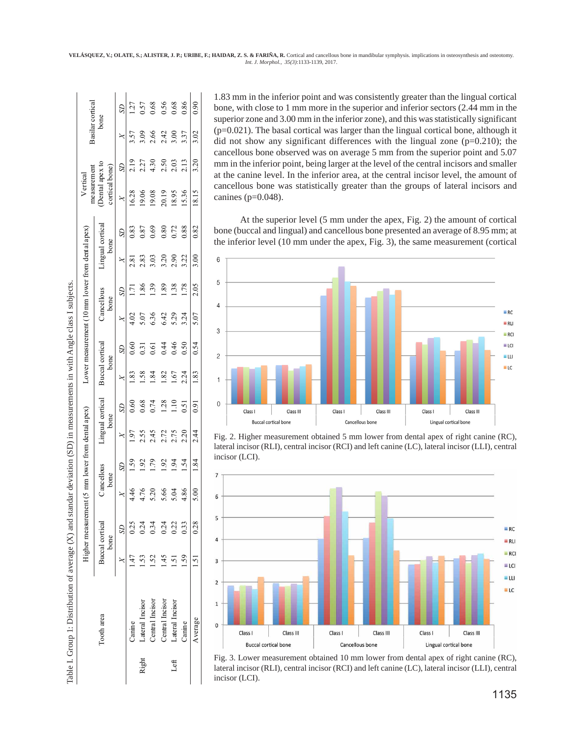Table 1. Group 1: Distribution of average (X) and standar deviation (SD) in measurements in with Angle class I subjects.

| Tooth area | | Higher measurement (5 mm lower from dental apex) | | | | | | Lower measurement (10 mm lower from dental apex) | | | | | | Vertical measurement (Dental apex to cortical bone) | | Basilar cortical bone | |
|---|---|---|---|---|---|---|---|---|---|---|---|---|---|---|---|---|---|
| | | Buccal cortical bone | | Cancellous bone | | Lingual cortical bone | | Buccal cortical bone | | Cancellous bone | | Lingual cortical bone | | | | | |
| | | X | SD | X | SD | X | SD | X | SD | X | SD | X | SD | X | SD | X | SD |
| Right | Canine | 1.47 | 0.25 | 4.46 | 1.59 | 1.97 | 0.60 | 1.83 | 0.60 | 4.02 | 1.71 | 2.81 | 0.83 | 16.28 | 2.19 | 3.57 | 1.27 |
| | Lateral Incisor | 1.53 | 0.24 | 4.76 | 1.92 | 2.55 | 0.68 | 1.58 | 0.31 | 5.07 | 1.86 | 2.83 | 0.87 | 19.06 | 2.27 | 3.09 | 0.57 |
| | Central Incisor | 1.52 | 0.34 | 5.20 | 1.79 | 2.45 | 0.74 | 1.84 | 0.61 | 6.36 | 1.39 | 3.03 | 0.69 | 19.08 | 4.30 | 2.66 | 0.68 |
| Left | Central Incisor | 1.45 | 0.24 | 5.66 | 1.92 | 2.72 | 1.28 | 1.82 | 0.44 | 6.42 | 1.89 | 3.20 | 0.80 | 20.19 | 2.50 | 2.42 | 0.56 |
| | Lateral Incisor | 1.51 | 0.22 | 5.04 | 1.94 | 2.75 | 1.10 | 1.67 | 0.46 | 5.29 | 1.38 | 2.90 | 0.72 | 18.95 | 2.03 | 3.00 | 0.68 |
| | Canine | 1.59 | 0.33 | 4.86 | 1.54 | 2.20 | 0.51 | 2.24 | 0.50 | 3.24 | 1.78 | 3.22 | 0.88 | 15.36 | 2.13 | 3.37 | 0.86 |
| Average | | 1.51 | 0.28 | 5.00 | 1.84 | 2.44 | 0.91 | 1.83 | 0.54 | 5.07 | 2.05 | 3.00 | 0.82 | 18.15 | 3.20 | 3.02 | 0.90 |

1.83 mm in the inferior point and was consistently greater than the lingual cortical bone, with close to 1 mm more in the superior and inferior sectors (2.44 mm in the superior zone and 3.00 mm in the inferior zone), and this was statistically significant (p=0.021). The basal cortical was larger than the lingual cortical bone, although it did not show any significant differences with the lingual zone (p=0.210); the cancellous bone observed was on average 5 mm from the superior point and 5.07 mm in the inferior point, being larger at the level of the central incisors and smaller at the canine level. In the inferior area, at the central incisor level, the amount of cancellous bone was statistically greater than the groups of lateral incisors and canines (p=0.048).

At the superior level (5 mm under the apex, Fig. 2) the amount of cortical bone (buccal and lingual) and cancellous bone presented an average of 8.95 mm; at the inferior level (10 mm under the apex, Fig. 3), the same measurement (cortical

Fig. 2. Higher measurement obtained 5 mm lower from dental apex of right canine (RC), lateral incisor (RLI), central incisor (RCI) and left canine (LC), lateral incisor (LLI), central incisor (LCI).

Fig. 3. Lower measurement obtained 10 mm lower from dental apex of right canine (RC), lateral incisor (RLI), central incisor (RCI) and left canine (LC), lateral incisor (LLI), central incisor (LCI).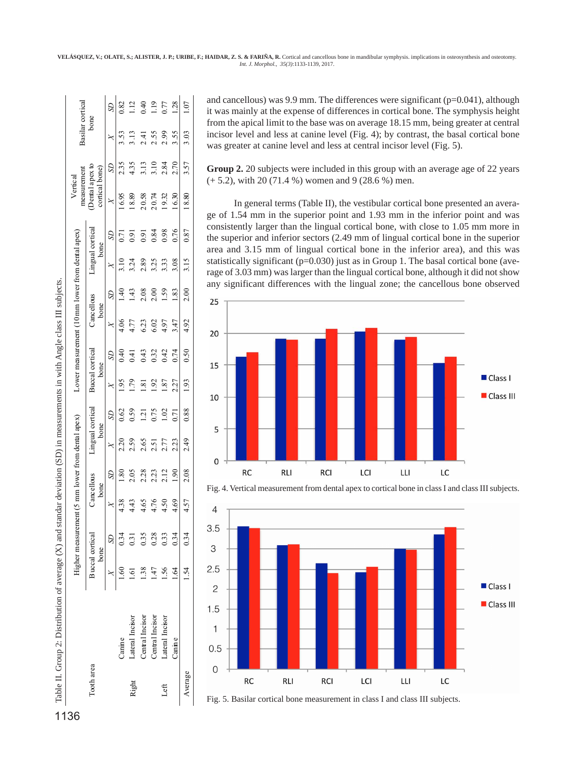Table II. Group 2: Distribution of average (X) and standar deviation (SD) in measurements in with Angle class III subjects.

| Tooth area | | Higher measurement (5 mm lower from dental apex) | | | | | | Lower measurement (10mm lower from dental apex) | | | | | | Vertical measurement (Dental apex to cortical bone) | | Basilar cortical bone | |
|---|---|---|---|---|---|---|---|---|---|---|---|---|---|---|---|---|---|
| | | Buccal cortical bone | | Cancellous bone | | Lingual cortical bone | | Buccal cortical bone | | Cancellous bone | | Lingual cortical bone | | | | | |
| | | X | SD | X | SD | X | SD | X | SD | X | SD | X | SD | X | SD | X | SD |
| Right | Canine | 1.60 | 0.34 | 4.38 | 1.80 | 2.20 | 0.62 | 1.95 | 0.40 | 4.06 | 1.40 | 3.10 | 0.71 | 16.95 | 2.35 | 3.53 | 0.82 |
| | Lateral Incisor | 1.61 | 0.31 | 4.43 | 2.05 | 2.59 | 0.59 | 1.79 | 0.41 | 4.77 | 1.43 | 3.24 | 0.91 | 18.89 | 4.35 | 3.13 | 1.12 |
| | Central Incisor | 1.38 | 0.35 | 4.65 | 2.28 | 2.65 | 1.21 | 1.81 | 0.43 | 6.23 | 2.08 | 2.89 | 0.91 | 20.58 | 3.13 | 2.41 | 0.40 |
| Left | Central Incisor | 1.47 | 0.28 | 4.76 | 2.23 | 2.51 | 0.75 | 1.92 | 0.32 | 6.02 | 2.00 | 3.25 | 0.84 | 20.74 | 3.10 | 2.55 | 1.19 |
| | Lateral Incisor | 1.56 | 0.33 | 4.50 | 2.12 | 2.77 | 1.02 | 1.87 | 0.42 | 4.97 | 1.59 | 3.33 | 0.98 | 19.32 | 2.84 | 2.99 | 0.77 |
| | Canine | 1.64 | 0.34 | 4.69 | 1.90 | 2.23 | 0.71 | 2.27 | 0.74 | 3.47 | 1.83 | 3.08 | 0.76 | 16.30 | 2.70 | 3.55 | 1.28 |
| Average | | 1.54 | 0.34 | 4.57 | 2.08 | 2.49 | 0.88 | 1.93 | 0.50 | 4.92 | 2.00 | 3.15 | 0.87 | 18.80 | 3.57 | 3.03 | 1.07 |

and cancellous) was 9.9 mm. The differences were significant (p=0.041), although it was mainly at the expense of differences in cortical bone. The symphysis height from the apical limit to the base was on average 18.15 mm, being greater at central incisor level and less at canine level (Fig. 4); by contrast, the basal cortical bone was greater at canine level and less at central incisor level (Fig. 5).

**Group 2.** 20 subjects were included in this group with an average age of 22 years (+ 5.2), with 20 (71.4 %) women and 9 (28.6 %) men.

In general terms (Table II), the vestibular cortical bone presented an average of 1.54 mm in the superior point and 1.93 mm in the inferior point and was consistently larger than the lingual cortical bone, with close to 1.05 mm more in the superior and inferior sectors (2.49 mm of lingual cortical bone in the superior area and 3.15 mm of lingual cortical bone in the inferior area), and this was statistically significant (p=0.030) just as in Group 1. The basal cortical bone (average of 3.03 mm) was larger than the lingual cortical bone, although it did not show any significant differences with the lingual zone; the cancellous bone observed

Fig. 4. Vertical measurement from dental apex to cortical bone in class I and class III subjects.

Fig. 5. Basilar cortical bone measurement in class I and class III subjects.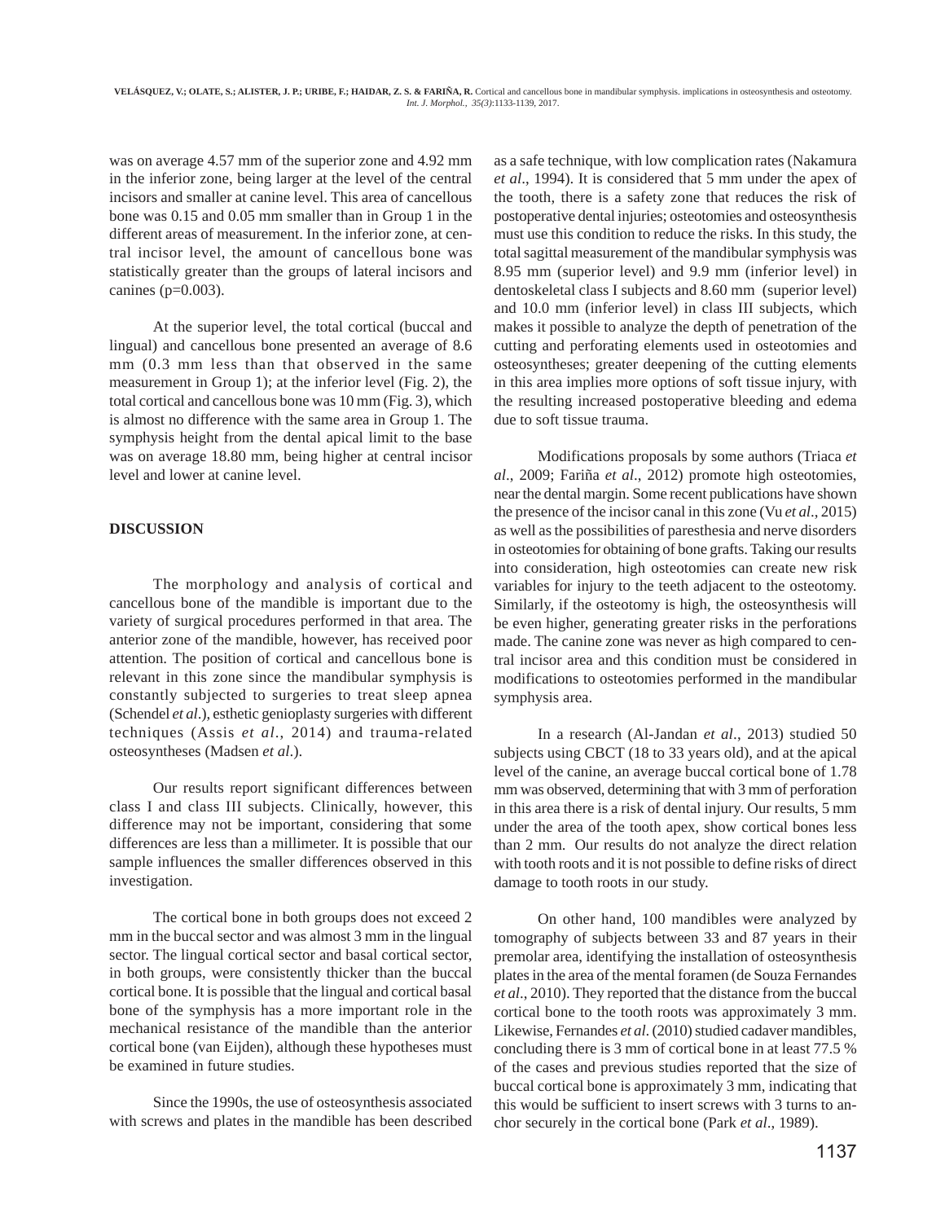was on average 4.57 mm of the superior zone and 4.92 mm in the inferior zone, being larger at the level of the central incisors and smaller at canine level. This area of cancellous bone was 0.15 and 0.05 mm smaller than in Group 1 in the different areas of measurement. In the inferior zone, at central incisor level, the amount of cancellous bone was statistically greater than the groups of lateral incisors and canines ($p=0.003$).

At the superior level, the total cortical (buccal and lingual) and cancellous bone presented an average of 8.6 mm (0.3 mm less than that observed in the same measurement in Group 1); at the inferior level (Fig. 2), the total cortical and cancellous bone was 10 mm (Fig. 3), which is almost no difference with the same area in Group 1. The symphysis height from the dental apical limit to the base was on average 18.80 mm, being higher at central incisor level and lower at canine level.

## DISCUSSION

The morphology and analysis of cortical and cancellous bone of the mandible is important due to the variety of surgical procedures performed in that area. The anterior zone of the mandible, however, has received poor attention. The position of cortical and cancellous bone is relevant in this zone since the mandibular symphysis is constantly subjected to surgeries to treat sleep apnea (Schendel *et al*.), esthetic genioplasty surgeries with different techniques (Assis *et al*., 2014) and trauma-related osteosyntheses (Madsen *et al*.).

Our results report significant differences between class I and class III subjects. Clinically, however, this difference may not be important, considering that some differences are less than a millimeter. It is possible that our sample influences the smaller differences observed in this investigation.

The cortical bone in both groups does not exceed 2 mm in the buccal sector and was almost 3 mm in the lingual sector. The lingual cortical sector and basal cortical sector, in both groups, were consistently thicker than the buccal cortical bone. It is possible that the lingual and cortical basal bone of the symphysis has a more important role in the mechanical resistance of the mandible than the anterior cortical bone (van Eijden), although these hypotheses must be examined in future studies.

Since the 1990s, the use of osteosynthesis associated with screws and plates in the mandible has been described as a safe technique, with low complication rates (Nakamura *et al*., 1994). It is considered that 5 mm under the apex of the tooth, there is a safety zone that reduces the risk of postoperative dental injuries; osteotomies and osteosynthesis must use this condition to reduce the risks. In this study, the total sagittal measurement of the mandibular symphysis was 8.95 mm (superior level) and 9.9 mm (inferior level) in dentoskeletal class I subjects and 8.60 mm (superior level) and 10.0 mm (inferior level) in class III subjects, which makes it possible to analyze the depth of penetration of the cutting and perforating elements used in osteotomies and osteosyntheses; greater deepening of the cutting elements in this area implies more options of soft tissue injury, with the resulting increased postoperative bleeding and edema due to soft tissue trauma.

Modifications proposals by some authors (Triaca *et al*., 2009; Fariña *et al*., 2012) promote high osteotomies, near the dental margin. Some recent publications have shown the presence of the incisor canal in this zone (Vu *et al*., 2015) as well as the possibilities of paresthesia and nerve disorders in osteotomies for obtaining of bone grafts. Taking our results into consideration, high osteotomies can create new risk variables for injury to the teeth adjacent to the osteotomy. Similarly, if the osteotomy is high, the osteosynthesis will be even higher, generating greater risks in the perforations made. The canine zone was never as high compared to central incisor area and this condition must be considered in modifications to osteotomies performed in the mandibular symphysis area.

In a research (Al-Jandan *et al*., 2013) studied 50 subjects using CBCT (18 to 33 years old), and at the apical level of the canine, an average buccal cortical bone of 1.78 mm was observed, determining that with 3 mm of perforation in this area there is a risk of dental injury. Our results, 5 mm under the area of the tooth apex, show cortical bones less than 2 mm. Our results do not analyze the direct relation with tooth roots and it is not possible to define risks of direct damage to tooth roots in our study.

On other hand, 100 mandibles were analyzed by tomography of subjects between 33 and 87 years in their premolar area, identifying the installation of osteosynthesis plates in the area of the mental foramen (de Souza Fernandes *et al*., 2010). They reported that the distance from the buccal cortical bone to the tooth roots was approximately 3 mm. Likewise, Fernandes *et al*. (2010) studied cadaver mandibles, concluding there is 3 mm of cortical bone in at least 77.5 % of the cases and previous studies reported that the size of buccal cortical bone is approximately 3 mm, indicating that this would be sufficient to insert screws with 3 turns to anchor securely in the cortical bone (Park *et al*., 1989).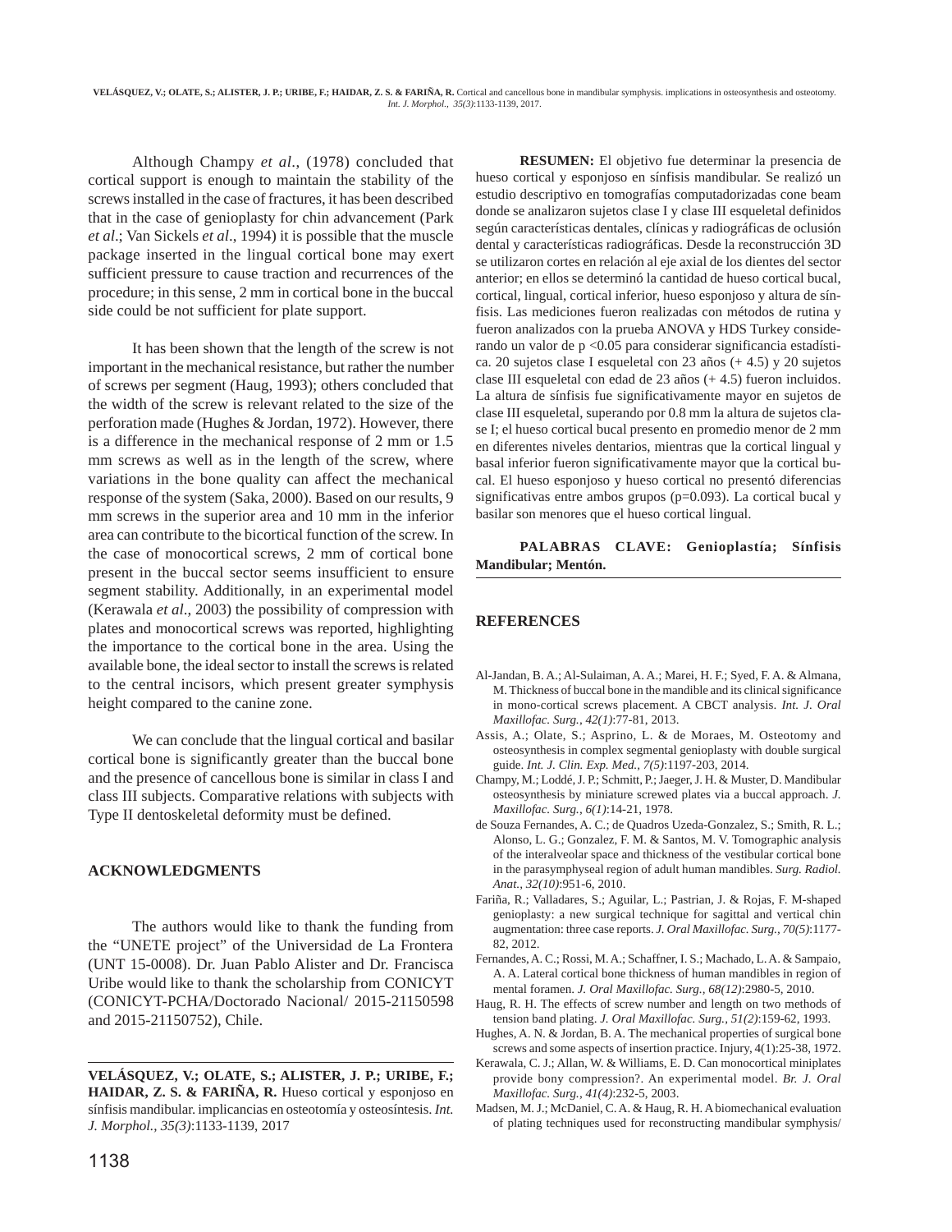Although Champy *et al*., (1978) concluded that cortical support is enough to maintain the stability of the screws installed in the case of fractures, it has been described that in the case of genioplasty for chin advancement (Park *et al*.; Van Sickels *et al*., 1994) it is possible that the muscle package inserted in the lingual cortical bone may exert sufficient pressure to cause traction and recurrences of the procedure; in this sense, 2 mm in cortical bone in the buccal side could be not sufficient for plate support.

It has been shown that the length of the screw is not important in the mechanical resistance, but rather the number of screws per segment (Haug, 1993); others concluded that the width of the screw is relevant related to the size of the perforation made (Hughes & Jordan, 1972). However, there is a difference in the mechanical response of 2 mm or 1.5 mm screws as well as in the length of the screw, where variations in the bone quality can affect the mechanical response of the system (Saka, 2000). Based on our results, 9 mm screws in the superior area and 10 mm in the inferior area can contribute to the bicortical function of the screw. In the case of monocortical screws, 2 mm of cortical bone present in the buccal sector seems insufficient to ensure segment stability. Additionally, in an experimental model (Kerawala *et al*., 2003) the possibility of compression with plates and monocortical screws was reported, highlighting the importance to the cortical bone in the area. Using the available bone, the ideal sector to install the screws is related to the central incisors, which present greater symphysis height compared to the canine zone.

We can conclude that the lingual cortical and basilar cortical bone is significantly greater than the buccal bone and the presence of cancellous bone is similar in class I and class III subjects. Comparative relations with subjects with Type II dentoskeletal deformity must be defined.

## ACKNOWLEDGMENTS

The authors would like to thank the funding from the "UNETE project" of the Universidad de La Frontera (UNT 15-0008). Dr. Juan Pablo Alister and Dr. Francisca Uribe would like to thank the scholarship from CONICYT (CONICYT-PCHA/Doctorado Nacional/ 2015-21150598 and 2015-21150752), Chile.

---

**VELÁSQUEZ, V.; OLATE, S.; ALISTER, J. P.; URIBE, F.; HAIDAR, Z. S. & FARIÑA, R.** Hueso cortical y esponjoso en sínfisis mandibular. implicancias en osteotomía y osteosíntesis. *Int. J. Morphol., 35(3)*:1133-1139, 2017

**RESUMEN:** El objetivo fue determinar la presencia de hueso cortical y esponjoso en sínfisis mandibular. Se realizó un estudio descriptivo en tomografías computadorizadas cone beam donde se analizaron sujetos clase I y clase III esqueletal definidos según características dentales, clínicas y radiográficas de oclusión dental y características radiográficas. Desde la reconstrucción 3D se utilizaron cortes en relación al eje axial de los dientes del sector anterior; en ellos se determinó la cantidad de hueso cortical bucal, cortical, lingual, cortical inferior, hueso esponjoso y altura de sínfisis. Las mediciones fueron realizadas con métodos de rutina y fueron analizados con la prueba ANOVA y HDS Turkey considerando un valor de p <0.05 para considerar significancia estadística. 20 sujetos clase I esqueletal con 23 años (+ 4.5) y 20 sujetos clase III esqueletal con edad de 23 años (+ 4.5) fueron incluidos. La altura de sínfisis fue significativamente mayor en sujetos de clase III esqueletal, superando por 0.8 mm la altura de sujetos clase I; el hueso cortical bucal presento en promedio menor de 2 mm en diferentes niveles dentarios, mientras que la cortical lingual y basal inferior fueron significativamente mayor que la cortical bucal. El hueso esponjoso y hueso cortical no presentó diferencias significativas entre ambos grupos (p=0.093). La cortical bucal y basilar son menores que el hueso cortical lingual.

**PALABRAS CLAVE: Genioplastía; Sínfisis Mandibular; Mentón.**

---

## REFERENCES

Al-Jandan, B. A.; Al-Sulaiman, A. A.; Marei, H. F.; Syed, F. A. & Almana, M. Thickness of buccal bone in the mandible and its clinical significance in mono-cortical screws placement. A CBCT analysis. *Int. J. Oral Maxillofac. Surg., 42(1)*:77-81, 2013.

Assis, A.; Olate, S.; Asprino, L. & de Moraes, M. Osteotomy and osteosynthesis in complex segmental genioplasty with double surgical guide. *Int. J. Clin. Exp. Med., 7(5)*:1197-203, 2014.

Champy, M.; Loddé, J. P.; Schmitt, P.; Jaeger, J. H. & Muster, D. Mandibular osteosynthesis by miniature screwed plates via a buccal approach. *J. Maxillofac. Surg., 6(1)*:14-21, 1978.

de Souza Fernandes, A. C.; de Quadros Uzeda-Gonzalez, S.; Smith, R. L.; Alonso, L. G.; Gonzalez, F. M. & Santos, M. V. Tomographic analysis of the interalveolar space and thickness of the vestibular cortical bone in the parasymphyseal region of adult human mandibles. *Surg. Radiol. Anat., 32(10)*:951-6, 2010.

Fariña, R.; Valladares, S.; Aguilar, L.; Pastrian, J. & Rojas, F. M-shaped genioplasty: a new surgical technique for sagittal and vertical chin augmentation: three case reports. *J. Oral Maxillofac. Surg., 70(5)*:1177-82, 2012.

Fernandes, A. C.; Rossi, M. A.; Schaffner, I. S.; Machado, L. A. & Sampaio, A. A. Lateral cortical bone thickness of human mandibles in region of mental foramen. *J. Oral Maxillofac. Surg., 68(12)*:2980-5, 2010.

Haug, R. H. The effects of screw number and length on two methods of tension band plating. *J. Oral Maxillofac. Surg., 51(2)*:159-62, 1993.

Hughes, A. N. & Jordan, B. A. The mechanical properties of surgical bone screws and some aspects of insertion practice. Injury, 4(1):25-38, 1972.

Kerawala, C. J.; Allan, W. & Williams, E. D. Can monocortical miniplates provide bony compression?. An experimental model. *Br. J. Oral Maxillofac. Surg., 41(4)*:232-5, 2003.

Madsen, M. J.; McDaniel, C. A. & Haug, R. H. A biomechanical evaluation of plating techniques used for reconstructing mandibular symphysis/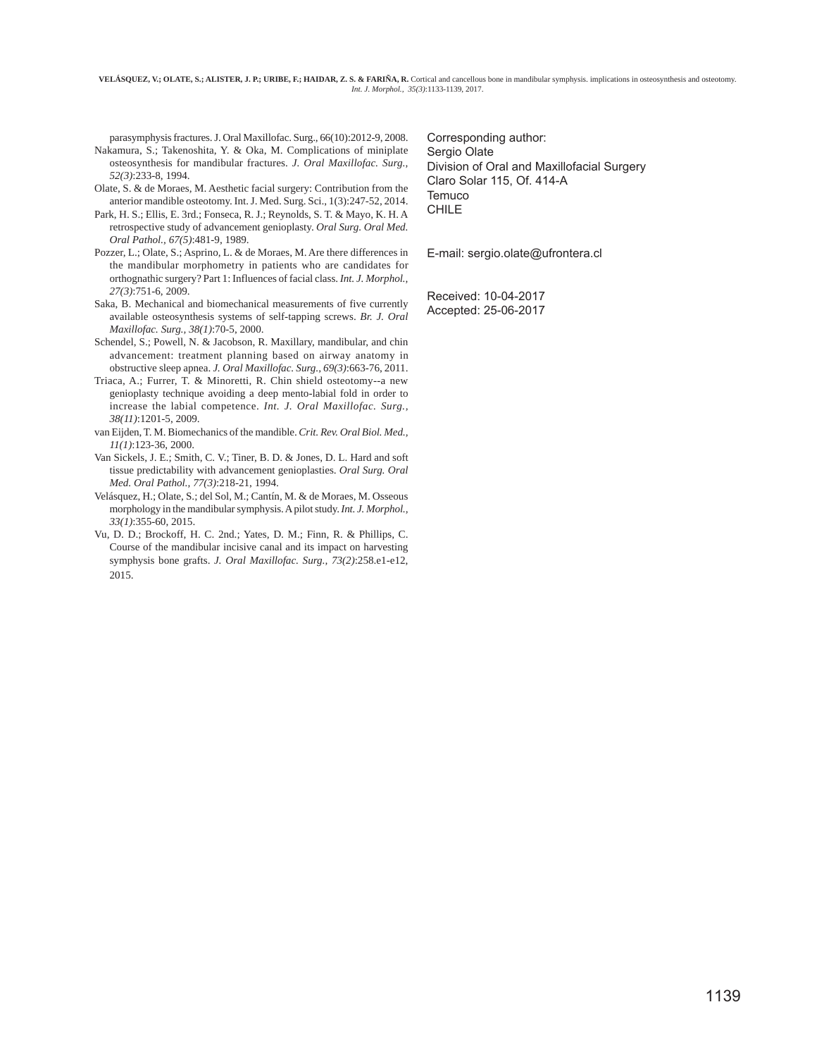parasymphysis fractures. J. Oral Maxillofac. Surg., 66(10):2012-9, 2008.

Nakamura, S.; Takenoshita, Y. & Oka, M. Complications of miniplate osteosynthesis for mandibular fractures. *J. Oral Maxillofac. Surg., 52(3)*:233-8, 1994.

Olate, S. & de Moraes, M. Aesthetic facial surgery: Contribution from the anterior mandible osteotomy. Int. J. Med. Surg. Sci., 1(3):247-52, 2014.

Park, H. S.; Ellis, E. 3rd.; Fonseca, R. J.; Reynolds, S. T. & Mayo, K. H. A retrospective study of advancement genioplasty. *Oral Surg. Oral Med. Oral Pathol., 67(5)*:481-9, 1989.

Pozzer, L.; Olate, S.; Asprino, L. & de Moraes, M. Are there differences in the mandibular morphometry in patients who are candidates for orthognathic surgery? Part 1: Influences of facial class. *Int. J. Morphol., 27(3)*:751-6, 2009.

Saka, B. Mechanical and biomechanical measurements of five currently available osteosynthesis systems of self-tapping screws. *Br. J. Oral Maxillofac. Surg., 38(1)*:70-5, 2000.

Schendel, S.; Powell, N. & Jacobson, R. Maxillary, mandibular, and chin advancement: treatment planning based on airway anatomy in obstructive sleep apnea. *J. Oral Maxillofac. Surg., 69(3)*:663-76, 2011.

Triaca, A.; Furrer, T. & Minoretti, R. Chin shield osteotomy--a new genioplasty technique avoiding a deep mento-labial fold in order to increase the labial competence. *Int. J. Oral Maxillofac. Surg., 38(11)*:1201-5, 2009.

van Eijden, T. M. Biomechanics of the mandible. *Crit. Rev. Oral Biol. Med., 11(1)*:123-36, 2000.

Van Sickels, J. E.; Smith, C. V.; Tiner, B. D. & Jones, D. L. Hard and soft tissue predictability with advancement genioplasties. *Oral Surg. Oral Med. Oral Pathol., 77(3)*:218-21, 1994.

Velásquez, H.; Olate, S.; del Sol, M.; Cantín, M. & de Moraes, M. Osseous morphology in the mandibular symphysis. A pilot study. *Int. J. Morphol., 33(1)*:355-60, 2015.

Vu, D. D.; Brockoff, H. C. 2nd.; Yates, D. M.; Finn, R. & Phillips, C. Course of the mandibular incisive canal and its impact on harvesting symphysis bone grafts. *J. Oral Maxillofac. Surg., 73(2)*:258.e1-e12, 2015.

Corresponding author:
Sergio Olate
Division of Oral and Maxillofacial Surgery
Claro Solar 115, Of. 414-A
Temuco
CHILE

E-mail: sergio.olate@ufrontera.cl

Received: 10-04-2017
Accepted: 25-06-2017